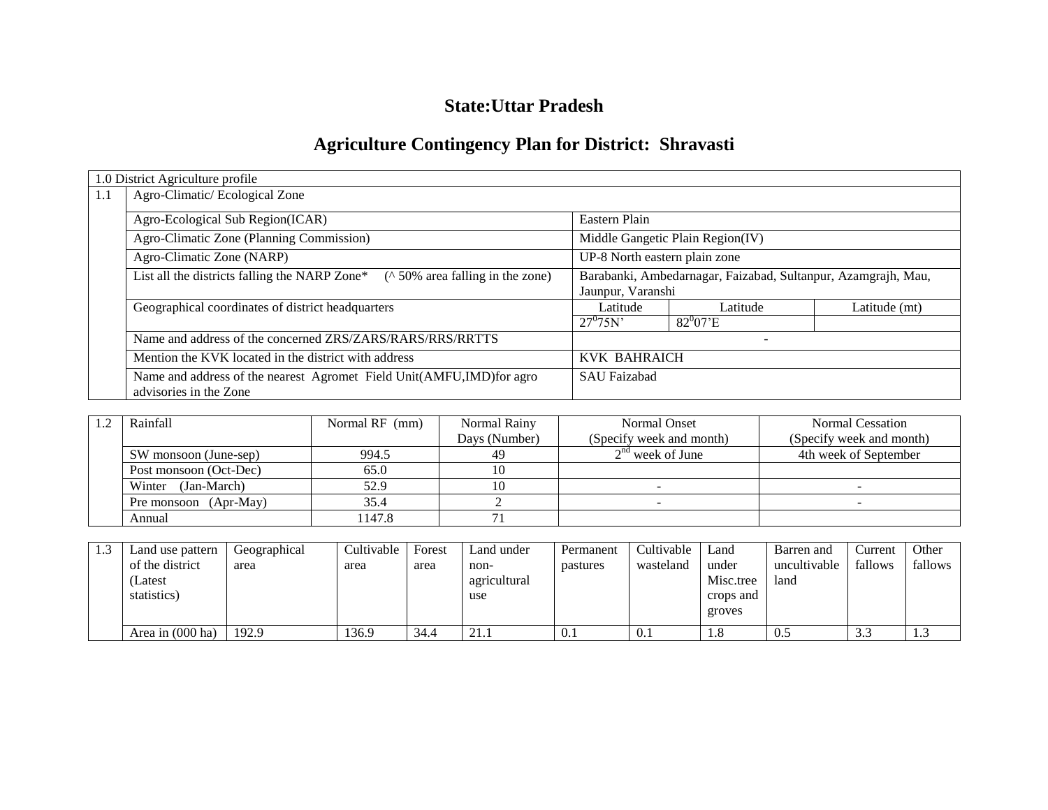# State:Uttar Pradesh

# Agriculture Contingency Plan for District: Shravasti

| 1.0 District Agriculture profile | | | | |
|---|---|---|---|---|
| 1.1 | Agro-Climatic/ Ecological Zone | | | |
| | Agro-Ecological Sub Region(ICAR) | Eastern Plain | | |
| | Agro-Climatic Zone (Planning Commission) | Middle Gangetic Plain Region(IV) | | |
| | Agro-Climatic Zone (NARP) | UP-8 North eastern plain zone | | |
| | List all the districts falling the NARP Zone* (^ 50% area falling in the zone) | Barabanki, Ambedarnagar, Faizabad, Sultanpur, Azamgrajh, Mau, Jaunpur, Varanshi | | |
| | Geographical coordinates of district headquarters | Latitude | Latitude | Latitude (mt) |
| | | $27^0 75$N' | $82^0 07$'E | |
| | Name and address of the concerned ZRS/ZARS/RARS/RRS/RRTTS | - | | |
| | Mention the KVK located in the district with address | KVK BAHRAICH | | |
| | Name and address of the nearest Agromet Field Unit(AMFU,IMD)for agro advisories in the Zone | SAU Faizabad | | |

| 1.2 | Rainfall | Normal RF (mm) | Normal Rainy Days (Number) | Normal Onset (Specify week and month) | Normal Cessation (Specify week and month) |
|---|---|---|---|---|---|
| | SW monsoon (June-sep) | 994.5 | 49 | 2nd week of June | 4th week of September |
| | Post monsoon (Oct-Dec) | 65.0 | 10 | | |
| | Winter (Jan-March) | 52.9 | 10 | - | - |
| | Pre monsoon (Apr-May) | 35.4 | 2 | - | - |
| | Annual | 1147.8 | 71 | | |

| 1.3 | Land use pattern of the district (Latest statistics) | Geographical area | Cultivable area | Forest area | Land under non-agricultural use | Permanent pastures | Cultivable wasteland | Land under Misc.tree crops and groves | Barren and uncultivable land | Current fallows | Other fallows |
|---|---|---|---|---|---|---|---|---|---|---|---|
| | Area in (000 ha) | 192.9 | 136.9 | 34.4 | 21.1 | 0.1 | 0.1 | 1.8 | 0.5 | 3.3 | 1.3 |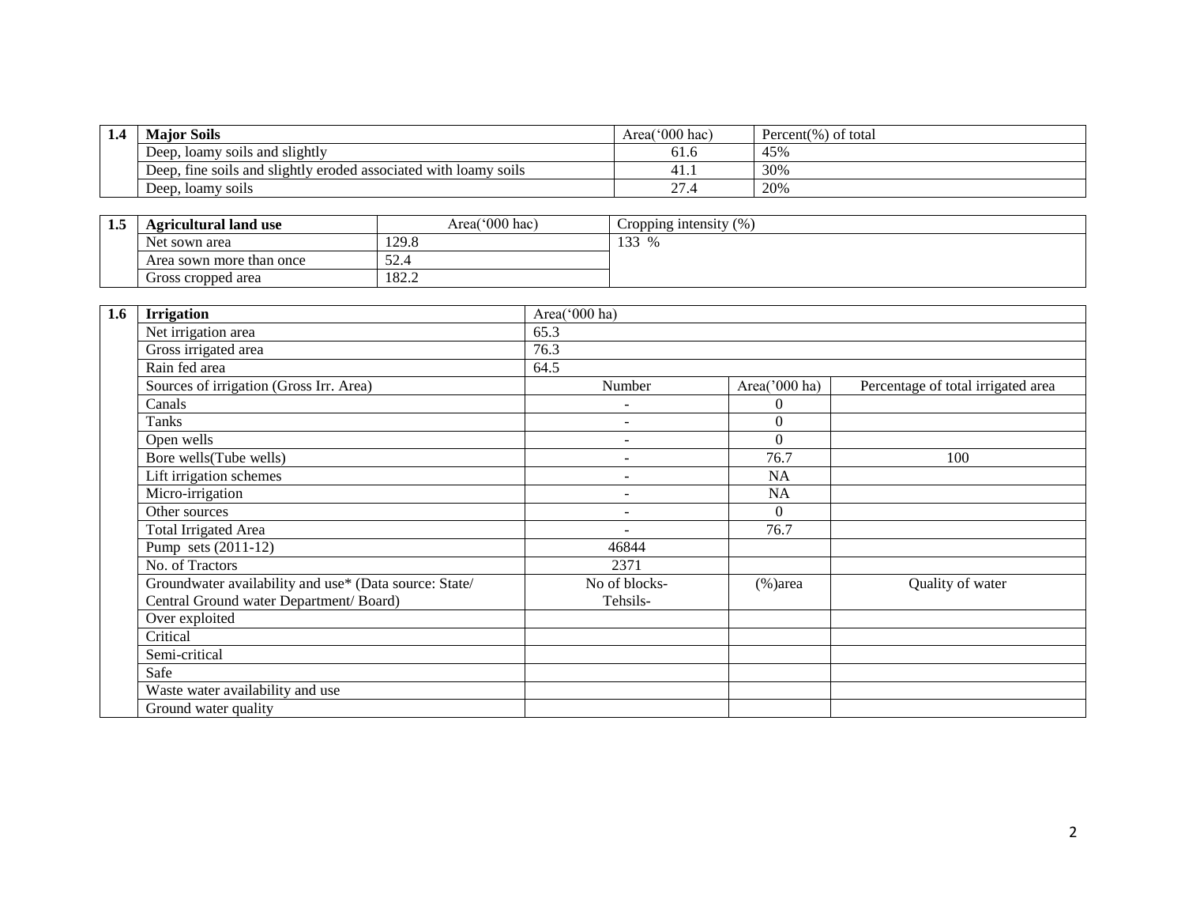| 1.4 | Major Soils | Area('000 hac) | Percent(%) of total |
|---|---|---|---|
| | Deep, loamy soils and slightly | 61.6 | 45% |
| | Deep, fine soils and slightly eroded associated with loamy soils | 41.1 | 30% |
| | Deep, loamy soils | 27.4 | 20% |

| 1.5 | Agricultural land use | Area('000 hac) | Cropping intensity (%) |
|---|---|---|---|
| | Net sown area | 129.8 | 133 % |
| | Area sown more than once | 52.4 | |
| | Gross cropped area | 182.2 | |

| 1.6 | Irrigation | Area('000 ha) | | |
|---|---|---|---|---|
| | Net irrigation area | 65.3 | | |
| | Gross irrigated area | 76.3 | | |
| | Rain fed area | 64.5 | | |
| | Sources of irrigation (Gross Irr. Area) | Number | Area('000 ha) | Percentage of total irrigated area |
| | Canals | - | 0 | |
| | Tanks | - | 0 | |
| | Open wells | - | 0 | |
| | Bore wells(Tube wells) | - | 76.7 | 100 |
| | Lift irrigation schemes | - | NA | |
| | Micro-irrigation | - | NA | |
| | Other sources | - | 0 | |
| | Total Irrigated Area | - | 76.7 | |
| | Pump sets (2011-12) | 46844 | | |
| | No. of Tractors | 2371 | | |
| | Groundwater availability and use* (Data source: State/ Central Ground water Department/ Board) | No of blocks- Tehsils- | (%)area | Quality of water |
| | Over exploited | | | |
| | Critical | | | |
| | Semi-critical | | | |
| | Safe | | | |
| | Waste water availability and use | | | |
| | Ground water quality | | | |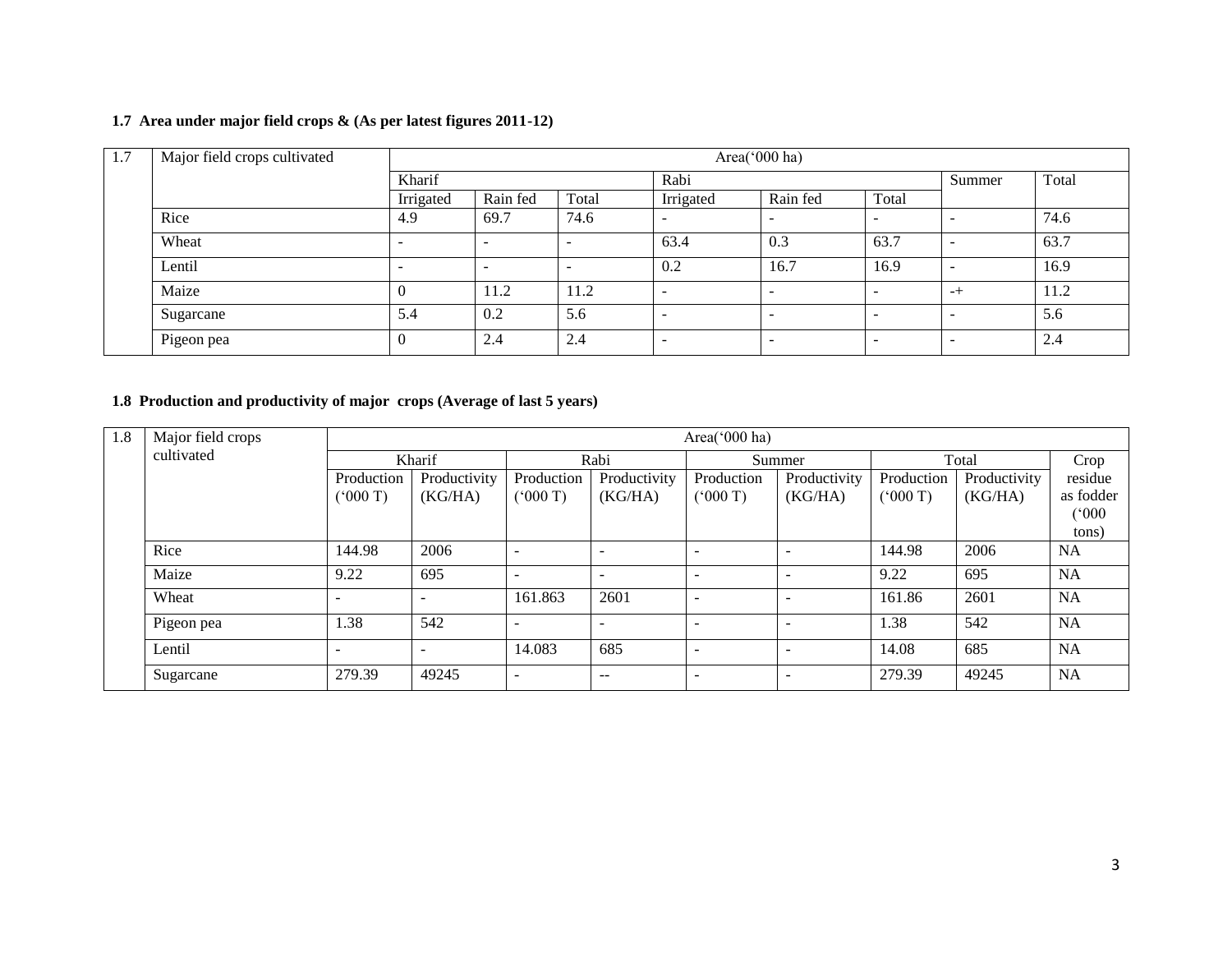**1.7 Area under major field crops & (As per latest figures 2011-12)**

| 1.7 | Major field crops cultivated | Area('000 ha) | | | | | | | |
|---|---|---|---|---|---|---|---|---|---|
| | | Kharif | | | Rabi | | | Summer | Total |
| | | Irrigated | Rain fed | Total | Irrigated | Rain fed | Total | | |
| | Rice | 4.9 | 69.7 | 74.6 | - | - | - | - | 74.6 |
| | Wheat | - | - | - | 63.4 | 0.3 | 63.7 | - | 63.7 |
| | Lentil | - | - | - | 0.2 | 16.7 | 16.9 | - | 16.9 |
| | Maize | 0 | 11.2 | 11.2 | - | - | - | -+ | 11.2 |
| | Sugarcane | 5.4 | 0.2 | 5.6 | - | - | - | - | 5.6 |
| | Pigeon pea | 0 | 2.4 | 2.4 | - | - | - | - | 2.4 |

**1.8 Production and productivity of major crops (Average of last 5 years)**

| 1.8 | Major field crops cultivated | Area('000 ha) | | | | | | | | |
|---|---|---|---|---|---|---|---|---|---|---|
| | | Kharif | | Rabi | | Summer | | Total | | Crop residue as fodder ('000 tons) |
| | | Production ('000 T) | Productivity (KG/HA) | Production ('000 T) | Productivity (KG/HA) | Production ('000 T) | Productivity (KG/HA) | Production ('000 T) | Productivity (KG/HA) | |
| | Rice | 144.98 | 2006 | - | - | - | - | 144.98 | 2006 | NA |
| | Maize | 9.22 | 695 | - | - | - | - | 9.22 | 695 | NA |
| | Wheat | - | - | 161.863 | 2601 | - | - | 161.86 | 2601 | NA |
| | Pigeon pea | 1.38 | 542 | - | - | - | - | 1.38 | 542 | NA |
| | Lentil | - | - | 14.083 | 685 | - | - | 14.08 | 685 | NA |
| | Sugarcane | 279.39 | 49245 | - | -- | - | - | 279.39 | 49245 | NA |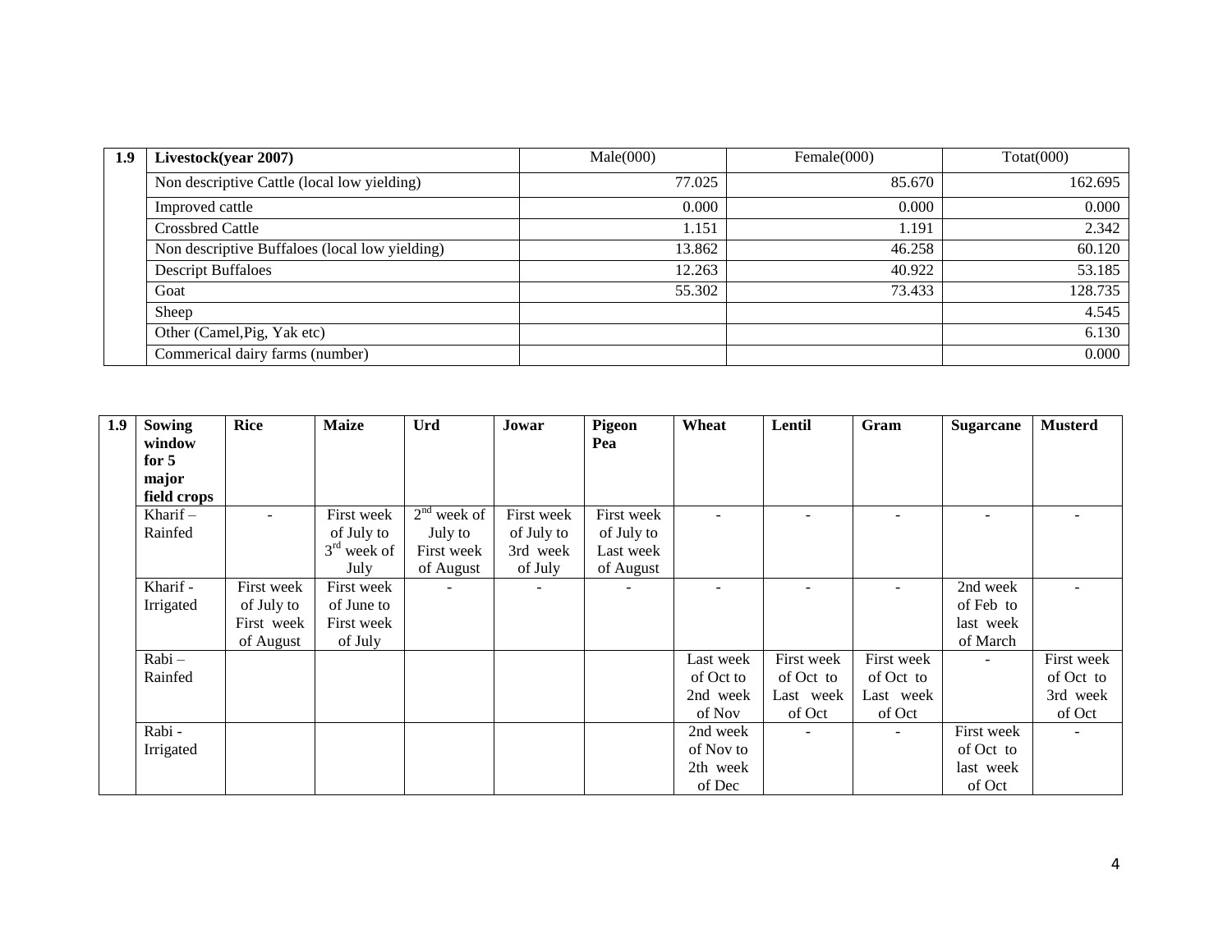| 1.9 | Livestock(year 2007) | Male(000) | Female(000) | Totat(000) |
|---|---|---|---|---|
| | Non descriptive Cattle (local low yielding) | 77.025 | 85.670 | 162.695 |
| | Improved cattle | 0.000 | 0.000 | 0.000 |
| | Crossbred Cattle | 1.151 | 1.191 | 2.342 |
| | Non descriptive Buffaloes (local low yielding) | 13.862 | 46.258 | 60.120 |
| | Descript Buffaloes | 12.263 | 40.922 | 53.185 |
| | Goat | 55.302 | 73.433 | 128.735 |
| | Sheep | | | 4.545 |
| | Other (Camel,Pig, Yak etc) | | | 6.130 |
| | Commerical dairy farms (number) | | | 0.000 |

| 1.9 | Sowing window for 5 major field crops | Rice | Maize | Urd | Jowar | Pigeon Pea | Wheat | Lentil | Gram | Sugarcane | Musterd |
|---|---|---|---|---|---|---|---|---|---|---|---|
| | Kharif – Rainfed | - | First week of July to 3rd week of July | 2nd week of July to First week of August | First week of July to 3rd week of July | First week of July to Last week of August | - | - | - | - | - |
| | Kharif - Irrigated | First week of July to First week of August | First week of June to First week of July | - | - | - | - | - | - | 2nd week of Feb to last week of March | - |
| | Rabi – Rainfed | | | | | | Last week of Oct to 2nd week of Nov | First week of Oct to Last week of Oct | First week of Oct to Last week of Oct | - | First week of Oct to 3rd week of Oct |
| | Rabi - Irrigated | | | | | | 2nd week of Nov to 2th week of Dec | - | - | First week of Oct to last week of Oct | - |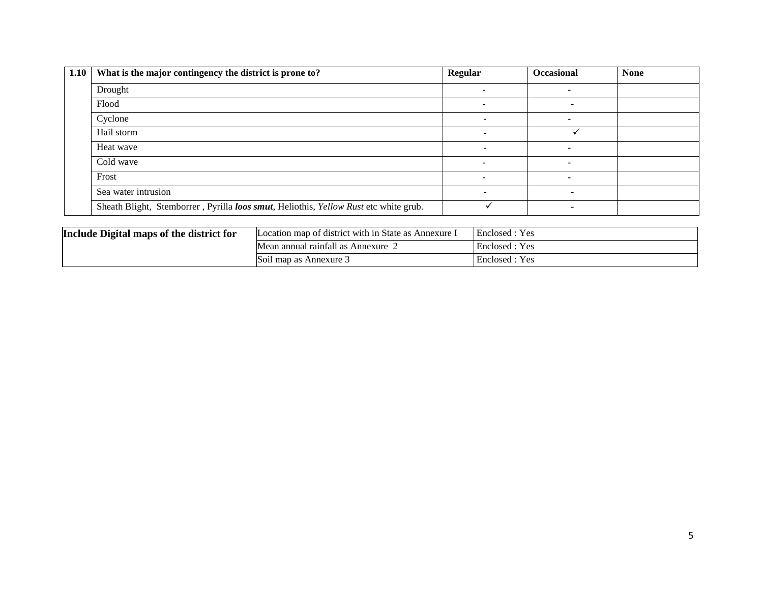| 1.10 | What is the major contingency the district is prone to? | Regular | Occasional | None |
|---|---|---|---|---|
| | Drought | - | - | |
| | Flood | - | - | |
| | Cyclone | - | - | |
| | Hail storm | - | ✓ | |
| | Heat wave | - | - | |
| | Cold wave | - | - | |
| | Frost | - | - | |
| | Sea water intrusion | - | - | |
| | Sheath Blight, Stemborrer , Pyrilla ***loos smut***, Heliothis, *Yellow Rust* etc white grub. | ✓ | - | |

| **Include Digital maps of the district for** | Location map of district with in State as Annexure I | Enclosed : Yes |
|---|---|---|
| | Mean annual rainfall as Annexure 2 | Enclosed : Yes |
| | Soil map as Annexure 3 | Enclosed : Yes |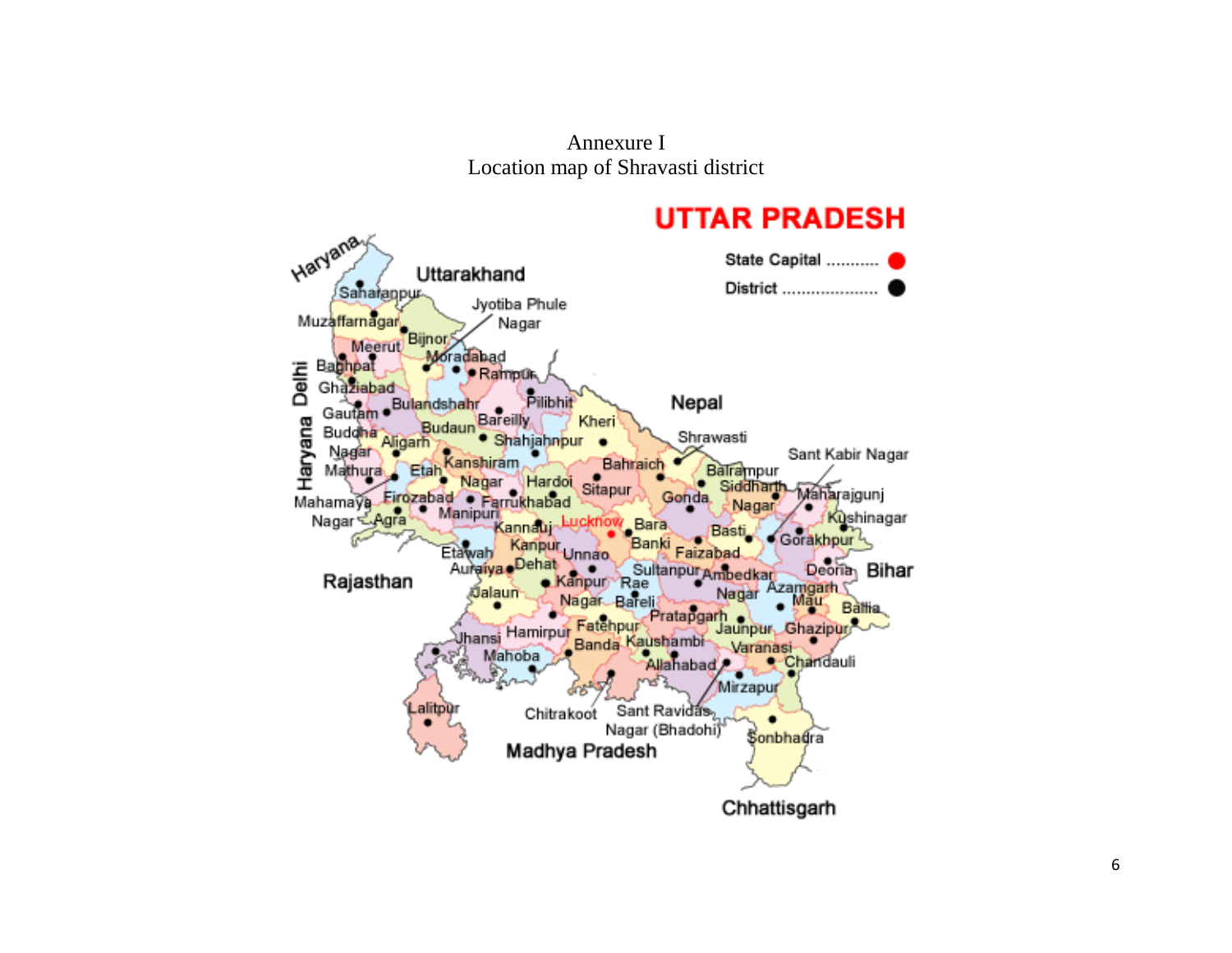Annexure I

Location map of Shravasti district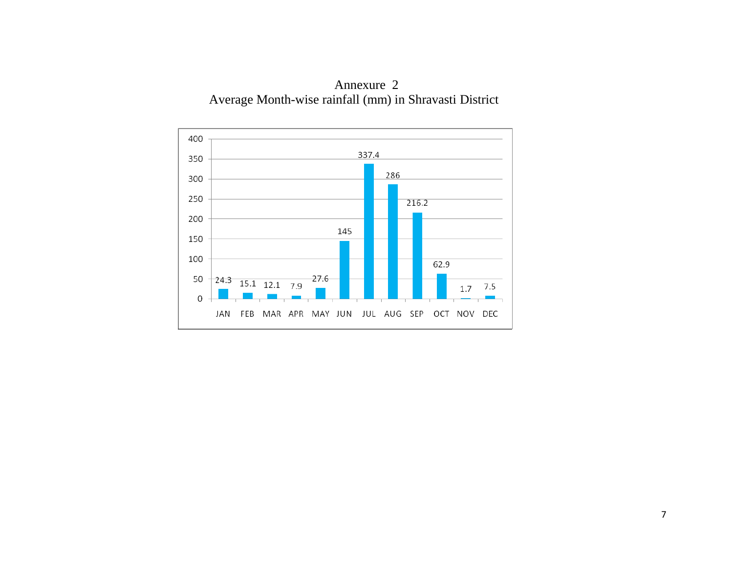# Annexure 2

## Average Month-wise rainfall (mm) in Shravasti District

| Month | Rainfall (mm) |
|---|---|
| JAN | 24.3 |
| FEB | 15.1 |
| MAR | 12.1 |
| APR | 7.9 |
| MAY | 27.6 |
| JUN | 145 |
| JUL | 337.4 |
| AUG | 286 |
| SEP | 216.2 |
| OCT | 62.9 |
| NOV | 1.7 |
| DEC | 7.5 |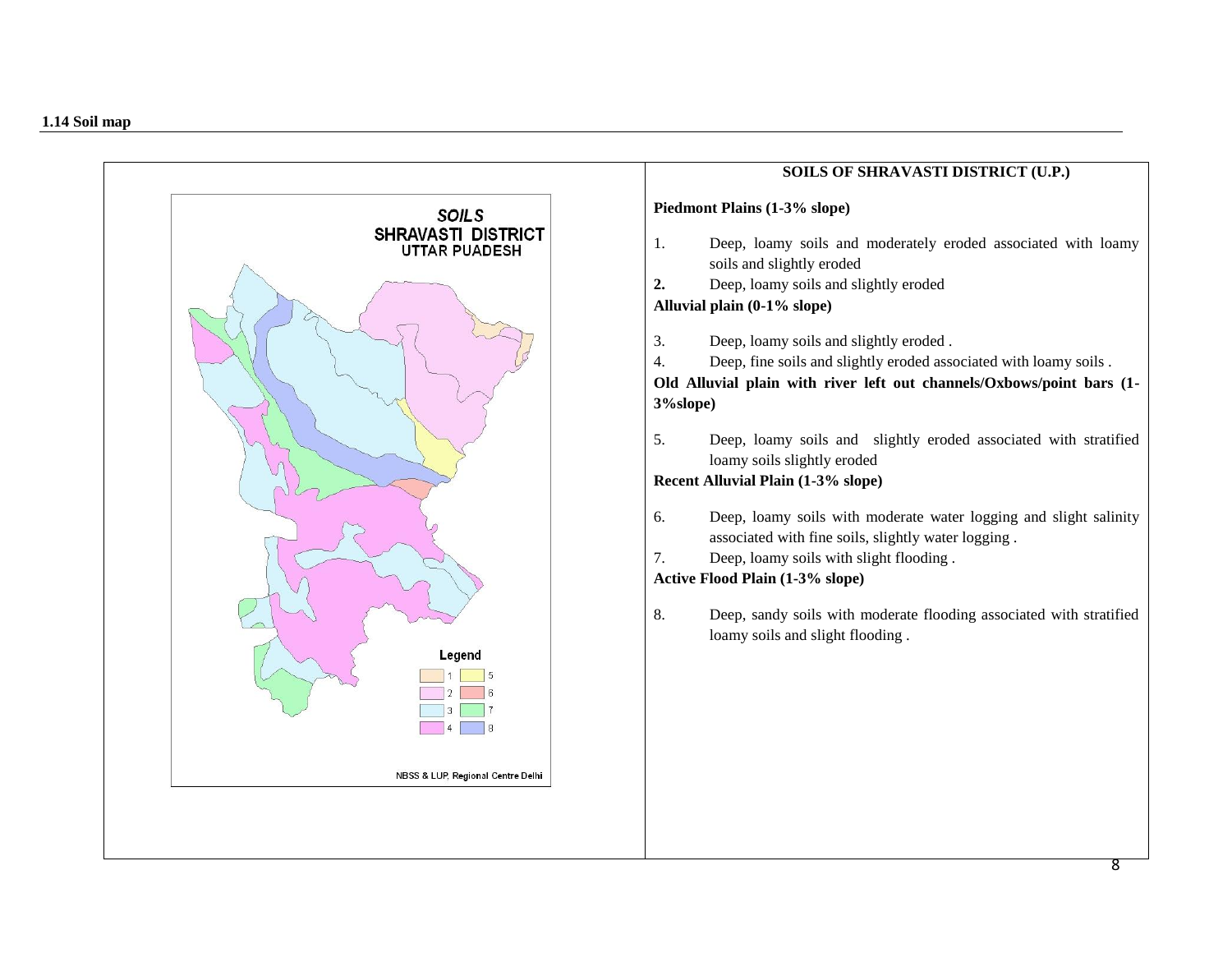## 1.14 Soil map

SOILS
SHRAVASTI DISTRICT
UTTAR PUADESH

Legend

1, 2, 3, 4, 5, 6, 7, 8

NBSS & LUP, Regional Centre Delhi

### SOILS OF SHRAVASTI DISTRICT (U.P.)

**Piedmont Plains (1-3% slope)**

1. Deep, loamy soils and moderately eroded associated with loamy soils and slightly eroded
2. Deep, loamy soils and slightly eroded

**Alluvial plain (0-1% slope)**

3. Deep, loamy soils and slightly eroded .
4. Deep, fine soils and slightly eroded associated with loamy soils .

**Old Alluvial plain with river left out channels/Oxbows/point bars (1-3%slope)**

5. Deep, loamy soils and slightly eroded associated with stratified loamy soils slightly eroded

**Recent Alluvial Plain (1-3% slope)**

6. Deep, loamy soils with moderate water logging and slight salinity associated with fine soils, slightly water logging .
7. Deep, loamy soils with slight flooding .

**Active Flood Plain (1-3% slope)**

8. Deep, sandy soils with moderate flooding associated with stratified loamy soils and slight flooding .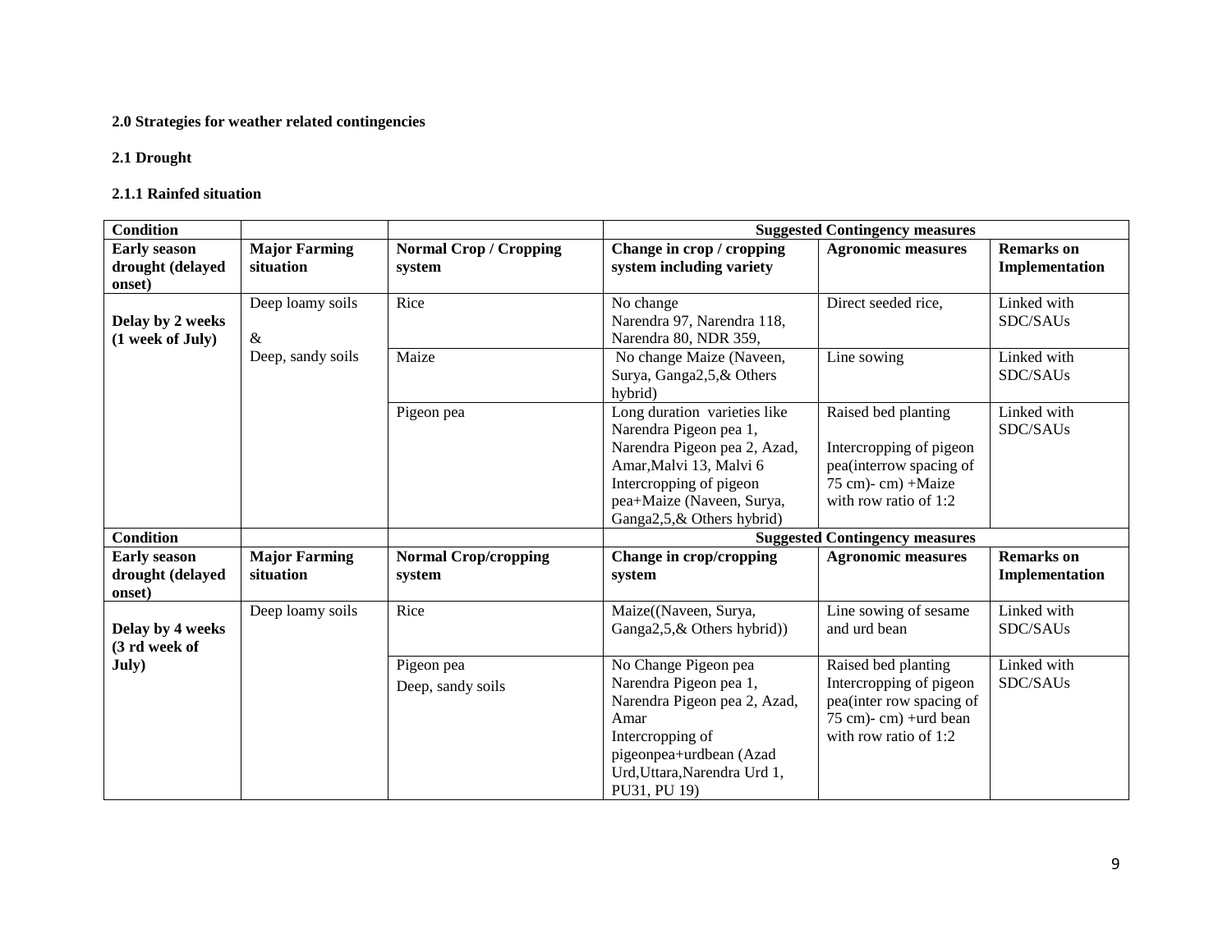**2.0 Strategies for weather related contingencies**

**2.1 Drought**

**2.1.1 Rainfed situation**

| **Condition** | | | **Suggested Contingency measures** | | |
|---|---|---|---|---|---|
| **Early season drought (delayed onset)** | **Major Farming situation** | **Normal Crop / Cropping system** | **Change in crop / cropping system including variety** | **Agronomic measures** | **Remarks on Implementation** |
| **Delay by 2 weeks (1 week of July)** | Deep loamy soils & Deep, sandy soils | Rice | No change Narendra 97, Narendra 118, Narendra 80, NDR 359, | Direct seeded rice, | Linked with SDC/SAUs |
| | | Maize | No change Maize (Naveen, Surya, Ganga2,5,& Others hybrid) | Line sowing | Linked with SDC/SAUs |
| | | Pigeon pea | Long duration varieties like Narendra Pigeon pea 1, Narendra Pigeon pea 2, Azad, Amar,Malvi 13, Malvi 6 Intercropping of pigeon pea+Maize (Naveen, Surya, Ganga2,5,& Others hybrid) | Raised bed planting<br><br>Intercropping of pigeon pea(interrow spacing of 75 cm)- cm) +Maize with row ratio of 1:2 | Linked with SDC/SAUs |
| **Condition** | | | **Suggested Contingency measures** | | |
| **Early season drought (delayed onset)** | **Major Farming situation** | **Normal Crop/cropping system** | **Change in crop/cropping system** | **Agronomic measures** | **Remarks on Implementation** |
| **Delay by 4 weeks (3 rd week of July)** | Deep loamy soils | Rice | Maize((Naveen, Surya, Ganga2,5,& Others hybrid)) | Line sowing of sesame and urd bean | Linked with SDC/SAUs |
| | | Pigeon pea<br>Deep, sandy soils | No Change Pigeon pea Narendra Pigeon pea 1, Narendra Pigeon pea 2, Azad, Amar<br>Intercropping of pigeonpea+urdbean (Azad Urd,Uttara,Narendra Urd 1, PU31, PU 19) | Raised bed planting Intercropping of pigeon pea(inter row spacing of 75 cm)- cm) +urd bean with row ratio of 1:2 | Linked with SDC/SAUs |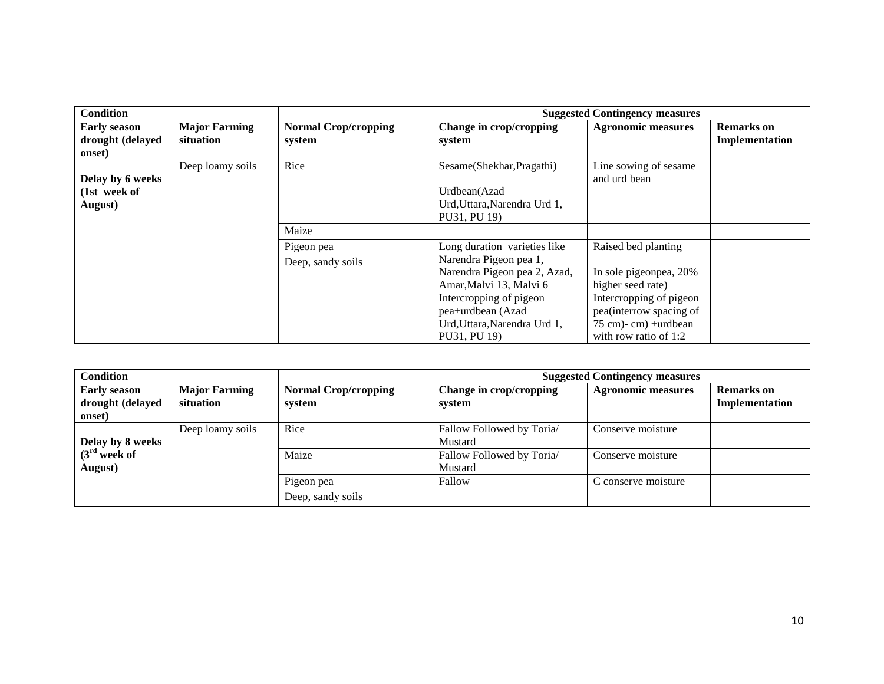| Condition | | | Suggested Contingency measures | | |
|---|---|---|---|---|---|
| **Early season drought (delayed onset)** | **Major Farming situation** | **Normal Crop/cropping system** | **Change in crop/cropping system** | **Agronomic measures** | **Remarks on Implementation** |
| **Delay by 6 weeks (1st week of August)** | Deep loamy soils | Rice | Sesame(Shekhar,Pragathi)<br><br>Urdbean(Azad Urd,Uttara,Narendra Urd 1, PU31, PU 19) | Line sowing of sesame and urd bean | |
| | | Maize | | | |
| | | Pigeon pea<br>Deep, sandy soils | Long duration varieties like Narendra Pigeon pea 1, Narendra Pigeon pea 2, Azad, Amar,Malvi 13, Malvi 6<br>Intercropping of pigeon pea+urdbean (Azad Urd,Uttara,Narendra Urd 1, PU31, PU 19) | Raised bed planting<br><br>In sole pigeonpea, 20% higher seed rate)<br>Intercropping of pigeon pea(interrow spacing of 75 cm)- cm) +urdbean with row ratio of 1:2 | |

| Condition | | | Suggested Contingency measures | | |
|---|---|---|---|---|---|
| **Early season drought (delayed onset)** | **Major Farming situation** | **Normal Crop/cropping system** | **Change in crop/cropping system** | **Agronomic measures** | **Remarks on Implementation** |
| **Delay by 8 weeks (3rd week of August)** | Deep loamy soils | Rice | Fallow Followed by Toria/ Mustard | Conserve moisture | |
| | | Maize | Fallow Followed by Toria/ Mustard | Conserve moisture | |
| | | Pigeon pea<br>Deep, sandy soils | Fallow | C conserve moisture | |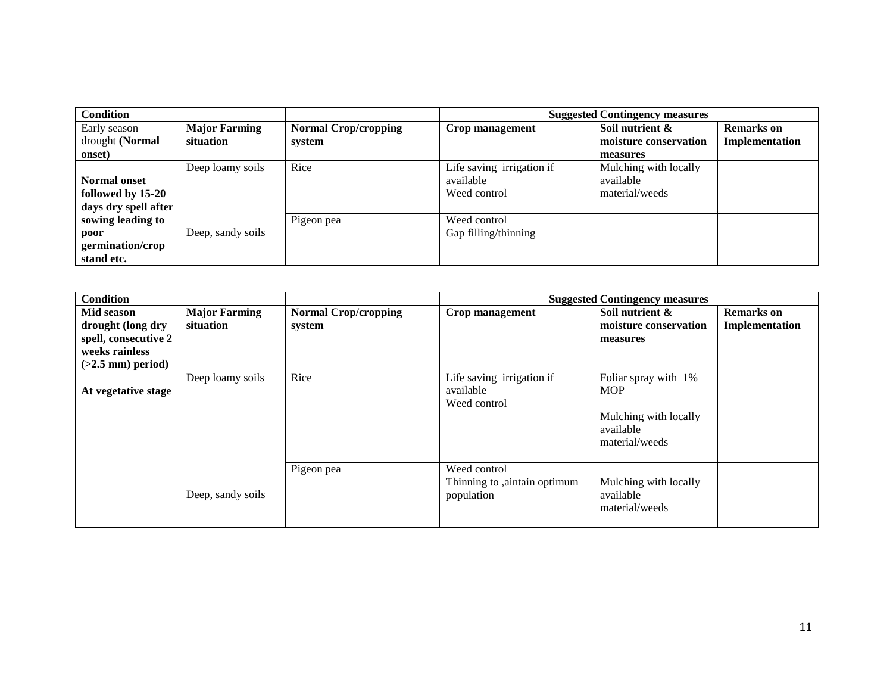| **Condition** | | | **Suggested Contingency measures** | | |
|---|---|---|---|---|---|
| Early season drought **(Normal onset)** | **Major Farming situation** | **Normal Crop/cropping system** | **Crop management** | **Soil nutrient & moisture conservation measures** | **Remarks on Implementation** |
| **Normal onset followed by 15-20 days dry spell after sowing leading to poor germination/crop stand etc.** | Deep loamy soils | Rice | Life saving irrigation if available<br>Weed control | Mulching with locally available material/weeds | |
| | Deep, sandy soils | Pigeon pea | Weed control<br>Gap filling/thinning | | |

| **Condition** | | | **Suggested Contingency measures** | | |
|---|---|---|---|---|---|
| **Mid season drought (long dry spell, consecutive 2 weeks rainless (>2.5 mm) period)** | **Major Farming situation** | **Normal Crop/cropping system** | **Crop management** | **Soil nutrient & moisture conservation measures** | **Remarks on Implementation** |
| **At vegetative stage** | Deep loamy soils | Rice | Life saving irrigation if available<br>Weed control | Foliar spray with 1% MOP<br><br>Mulching with locally available material/weeds | |
| | Deep, sandy soils | Pigeon pea | Weed control<br>Thinning to ,aintain optimum population | Mulching with locally available material/weeds | |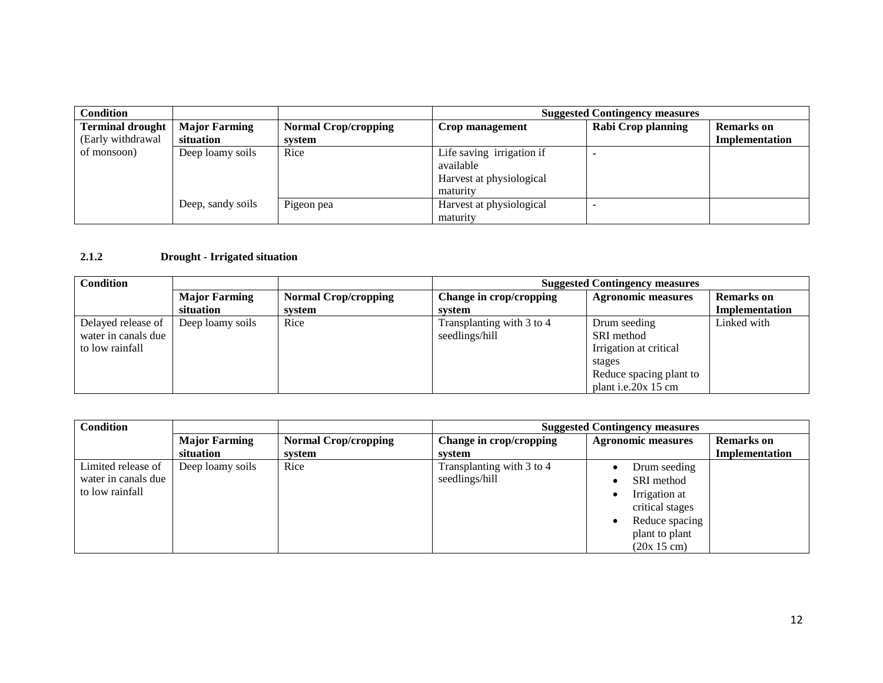| Condition | | | Suggested Contingency measures | | |
|---|---|---|---|---|---|
| **Terminal drought** (Early withdrawal of monsoon) | **Major Farming situation** | **Normal Crop/cropping system** | **Crop management** | **Rabi Crop planning** | **Remarks on Implementation** |
| | Deep loamy soils | Rice | Life saving irrigation if available<br>Harvest at physiological maturity | - | |
| | Deep, sandy soils | Pigeon pea | Harvest at physiological maturity | - | |

### 2.1.2 Drought - Irrigated situation

| Condition | | | Suggested Contingency measures | | |
|---|---|---|---|---|---|
| | **Major Farming situation** | **Normal Crop/cropping system** | **Change in crop/cropping system** | **Agronomic measures** | **Remarks on Implementation** |
| Delayed release of water in canals due to low rainfall | Deep loamy soils | Rice | Transplanting with 3 to 4 seedlings/hill | Drum seeding<br>SRI method<br>Irrigation at critical stages<br>Reduce spacing plant to plant i.e.20x 15 cm | Linked with |

| Condition | | | Suggested Contingency measures | | |
|---|---|---|---|---|---|
| | **Major Farming situation** | **Normal Crop/cropping system** | **Change in crop/cropping system** | **Agronomic measures** | **Remarks on Implementation** |
| Limited release of water in canals due to low rainfall | Deep loamy soils | Rice | Transplanting with 3 to 4 seedlings/hill | • Drum seeding<br>• SRI method<br>• Irrigation at critical stages<br>• Reduce spacing plant to plant (20x 15 cm) | |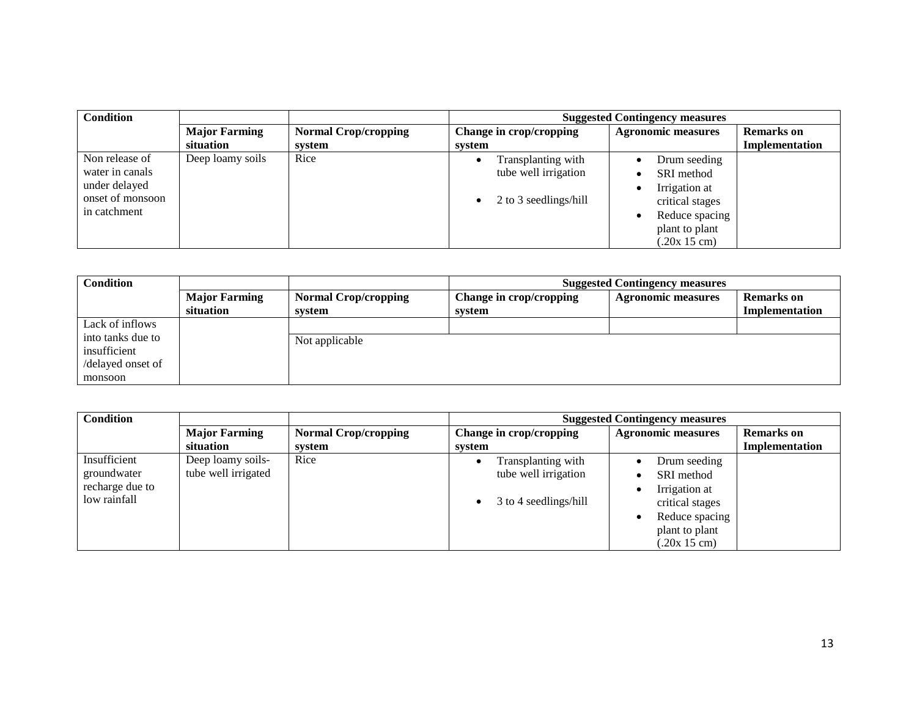| Condition | | | Suggested Contingency measures | | |
|---|---|---|---|---|---|
| | Major Farming situation | Normal Crop/cropping system | Change in crop/cropping system | Agronomic measures | Remarks on Implementation |
| Non release of water in canals under delayed onset of monsoon in catchment | Deep loamy soils | Rice | • Transplanting with tube well irrigation<br>• 2 to 3 seedlings/hill | • Drum seeding<br>• SRI method<br>• Irrigation at critical stages<br>• Reduce spacing plant to plant (.20x 15 cm) | |

| Condition | | | Suggested Contingency measures | | |
|---|---|---|---|---|---|
| | Major Farming situation | Normal Crop/cropping system | Change in crop/cropping system | Agronomic measures | Remarks on Implementation |
| Lack of inflows into tanks due to insufficient /delayed onset of monsoon | | Not applicable | | | |

| Condition | | | Suggested Contingency measures | | |
|---|---|---|---|---|---|
| | Major Farming situation | Normal Crop/cropping system | Change in crop/cropping system | Agronomic measures | Remarks on Implementation |
| Insufficient groundwater recharge due to low rainfall | Deep loamy soils- tube well irrigated | Rice | • Transplanting with tube well irrigation<br>• 3 to 4 seedlings/hill | • Drum seeding<br>• SRI method<br>• Irrigation at critical stages<br>• Reduce spacing plant to plant (.20x 15 cm) | |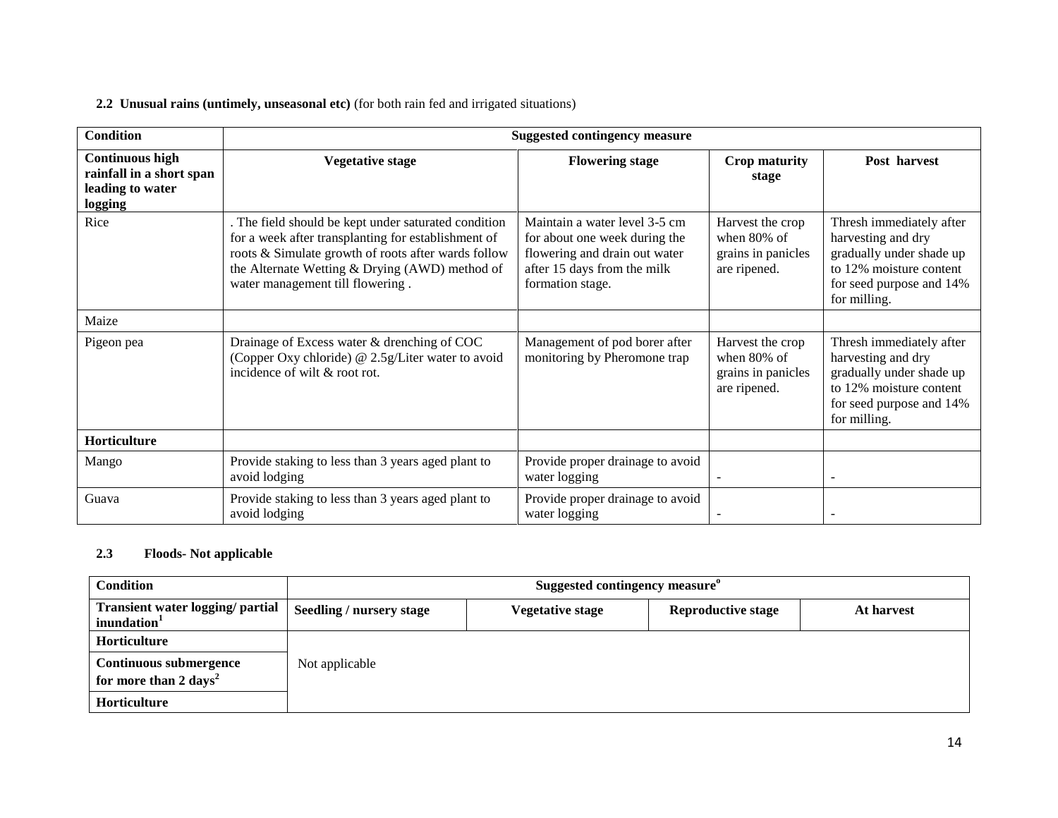**2.2 Unusual rains (untimely, unseasonal etc)** (for both rain fed and irrigated situations)

| **Condition** | **Suggested contingency measure** | | | |
|---|---|---|---|---|
| **Continuous high rainfall in a short span leading to water logging** | **Vegetative stage** | **Flowering stage** | **Crop maturity stage** | **Post harvest** |
| Rice | . The field should be kept under saturated condition for a week after transplanting for establishment of roots & Simulate growth of roots after wards follow the Alternate Wetting & Drying (AWD) method of water management till flowering . | Maintain a water level 3-5 cm for about one week during the flowering and drain out water after 15 days from the milk formation stage. | Harvest the crop when 80% of grains in panicles are ripened. | Thresh immediately after harvesting and dry gradually under shade up to 12% moisture content for seed purpose and 14% for milling. |
| Maize | | | | |
| Pigeon pea | Drainage of Excess water & drenching of COC (Copper Oxy chloride) @ 2.5g/Liter water to avoid incidence of wilt & root rot. | Management of pod borer after monitoring by Pheromone trap | Harvest the crop when 80% of grains in panicles are ripened. | Thresh immediately after harvesting and dry gradually under shade up to 12% moisture content for seed purpose and 14% for milling. |
| **Horticulture** | | | | |
| Mango | Provide staking to less than 3 years aged plant to avoid lodging | Provide proper drainage to avoid water logging | - | - |
| Guava | Provide staking to less than 3 years aged plant to avoid lodging | Provide proper drainage to avoid water logging | - | - |

**2.3 Floods- Not applicable**

| **Condition** | **Suggested contingency measure**[o] | | | |
|---|---|---|---|---|
| **Transient water logging/ partial inundation**[1] | **Seedling / nursery stage** | **Vegetative stage** | **Reproductive stage** | **At harvest** |
| **Horticulture** | Not applicable | | | |
| **Continuous submergence for more than 2 days**[2] | | | | |
| **Horticulture** | | | | |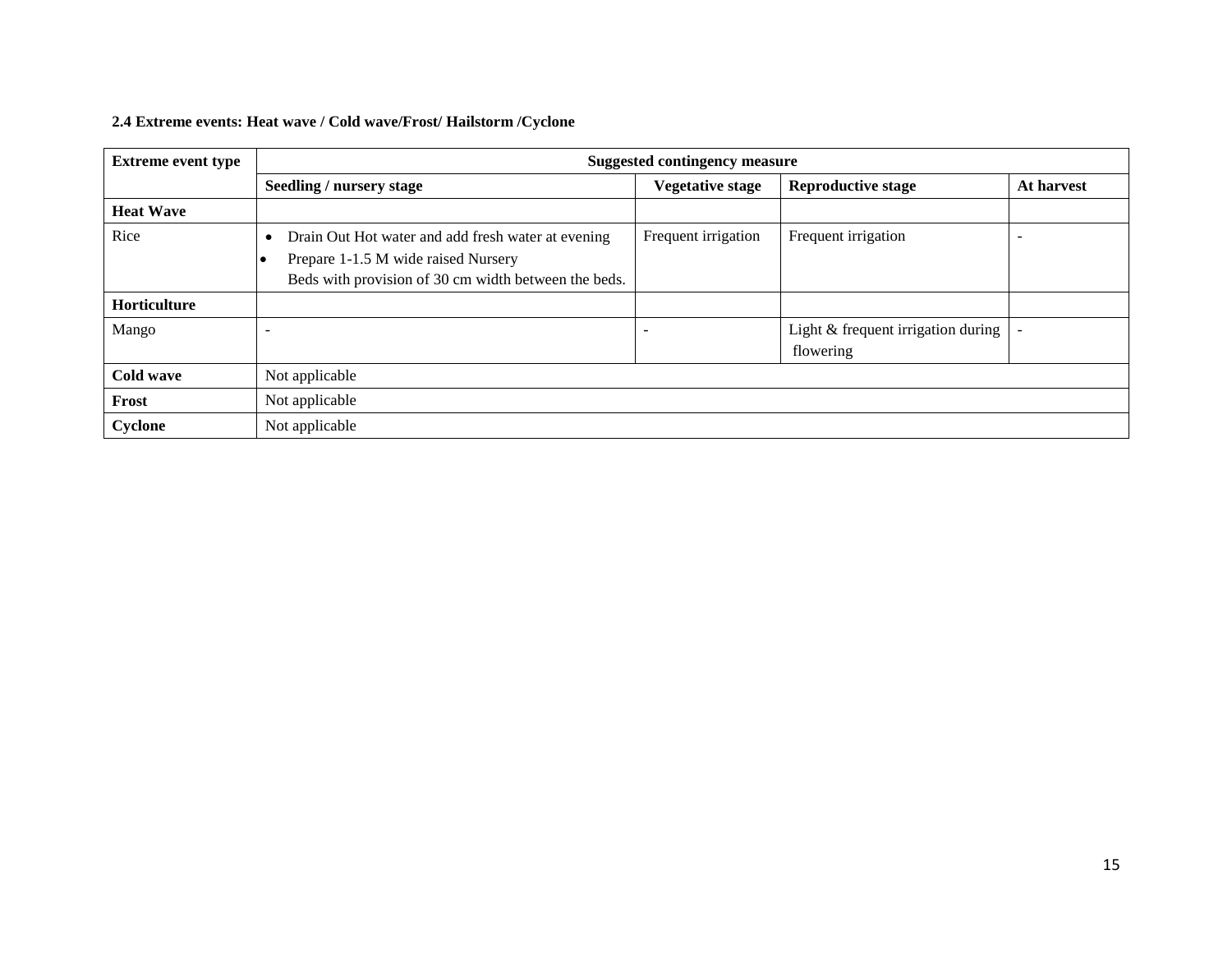**2.4 Extreme events: Heat wave / Cold wave/Frost/ Hailstorm /Cyclone**

| Extreme event type | Suggested contingency measure | | | |
|---|---|---|---|---|
| | **Seedling / nursery stage** | **Vegetative stage** | **Reproductive stage** | **At harvest** |
| **Heat Wave** | | | | |
| Rice | • Drain Out Hot water and add fresh water at evening<br>• Prepare 1-1.5 M wide raised Nursery Beds with provision of 30 cm width between the beds. | Frequent irrigation | Frequent irrigation | - |
| **Horticulture** | | | | |
| Mango | - | - | Light & frequent irrigation during flowering | - |
| **Cold wave** | Not applicable | | | |
| **Frost** | Not applicable | | | |
| **Cyclone** | Not applicable | | | |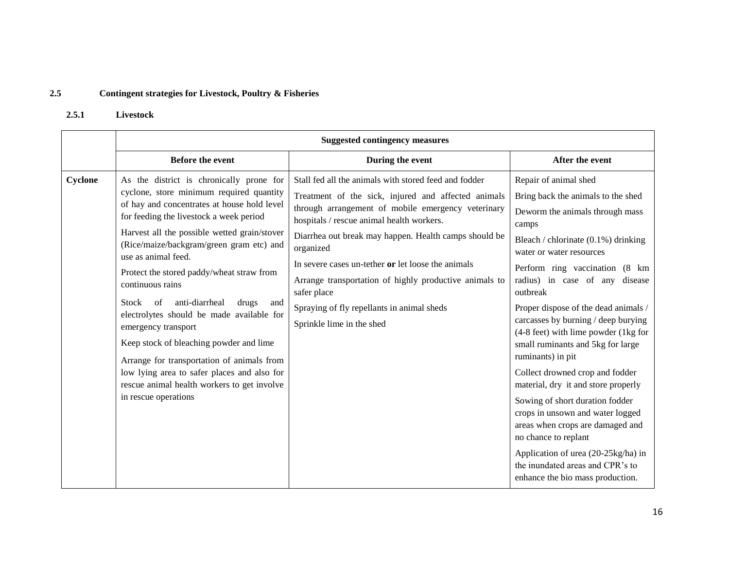## 2.5 Contingent strategies for Livestock, Poultry & Fisheries

### 2.5.1 Livestock

| | Suggested contingency measures | | |
|---|---|---|---|
| | **Before the event** | **During the event** | **After the event** |
| **Cyclone** | As the district is chronically prone for cyclone, store minimum required quantity of hay and concentrates at house hold level for feeding the livestock a week period<br><br>Harvest all the possible wetted grain/stover (Rice/maize/backgram/green gram etc) and use as animal feed.<br><br>Protect the stored paddy/wheat straw from continuous rains<br><br>Stock of anti-diarrheal drugs and electrolytes should be made available for emergency transport<br><br>Keep stock of bleaching powder and lime<br><br>Arrange for transportation of animals from low lying area to safer places and also for rescue animal health workers to get involve in rescue operations | Stall fed all the animals with stored feed and fodder<br><br>Treatment of the sick, injured and affected animals through arrangement of mobile emergency veterinary hospitals / rescue animal health workers.<br><br>Diarrhea out break may happen. Health camps should be organized<br><br>In severe cases un-tether **or** let loose the animals<br><br>Arrange transportation of highly productive animals to safer place<br><br>Spraying of fly repellants in animal sheds<br><br>Sprinkle lime in the shed | Repair of animal shed<br><br>Bring back the animals to the shed<br><br>Deworm the animals through mass camps<br><br>Bleach / chlorinate (0.1%) drinking water or water resources<br><br>Perform ring vaccination (8 km radius) in case of any disease outbreak<br><br>Proper dispose of the dead animals / carcasses by burning / deep burying (4-8 feet) with lime powder (1kg for small ruminants and 5kg for large ruminants) in pit<br><br>Collect drowned crop and fodder material, dry it and store properly<br><br>Sowing of short duration fodder crops in unsown and water logged areas when crops are damaged and no chance to replant<br><br>Application of urea (20-25kg/ha) in the inundated areas and CPR's to enhance the bio mass production. |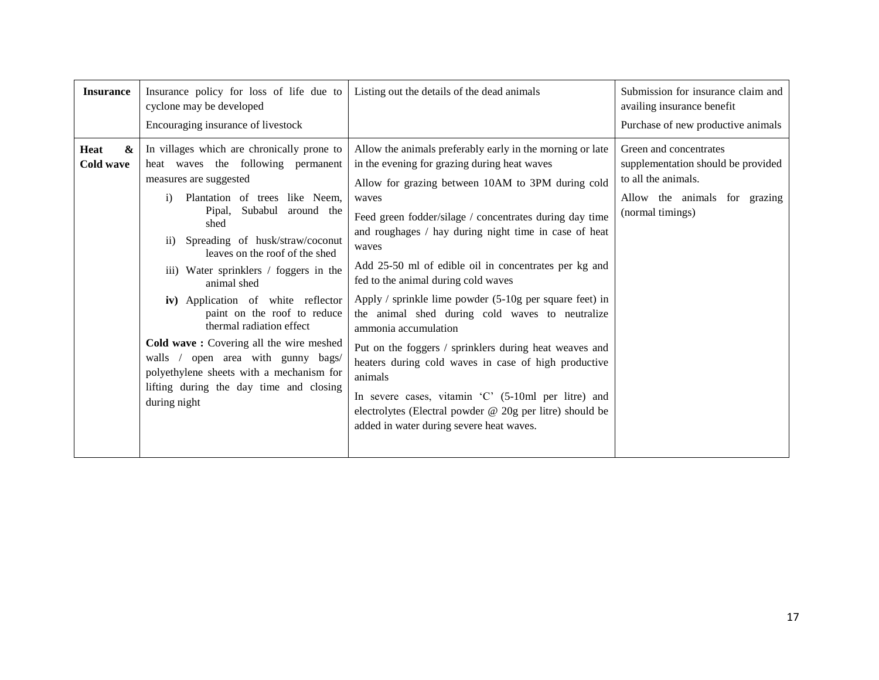| **Insurance** | Insurance policy for loss of life due to cyclone may be developed<br>Encouraging insurance of livestock | Listing out the details of the dead animals | Submission for insurance claim and availing insurance benefit<br>Purchase of new productive animals |
|---|---|---|---|
| **Heat & Cold wave** | In villages which are chronically prone to heat waves the following permanent measures are suggested<br>i) Plantation of trees like Neem, Pipal, Subabul around the shed<br>ii) Spreading of husk/straw/coconut leaves on the roof of the shed<br>iii) Water sprinklers / foggers in the animal shed<br>**iv)** Application of white reflector paint on the roof to reduce thermal radiation effect<br>**Cold wave :** Covering all the wire meshed walls / open area with gunny bags/ polyethylene sheets with a mechanism for lifting during the day time and closing during night | Allow the animals preferably early in the morning or late in the evening for grazing during heat waves<br>Allow for grazing between 10AM to 3PM during cold waves<br>Feed green fodder/silage / concentrates during day time and roughages / hay during night time in case of heat waves<br>Add 25-50 ml of edible oil in concentrates per kg and fed to the animal during cold waves<br>Apply / sprinkle lime powder (5-10g per square feet) in the animal shed during cold waves to neutralize ammonia accumulation<br>Put on the foggers / sprinklers during heat weaves and heaters during cold waves in case of high productive animals<br>In severe cases, vitamin 'C' (5-10ml per litre) and electrolytes (Electral powder @ 20g per litre) should be added in water during severe heat waves. | Green and concentrates supplementation should be provided to all the animals.<br>Allow the animals for grazing (normal timings) |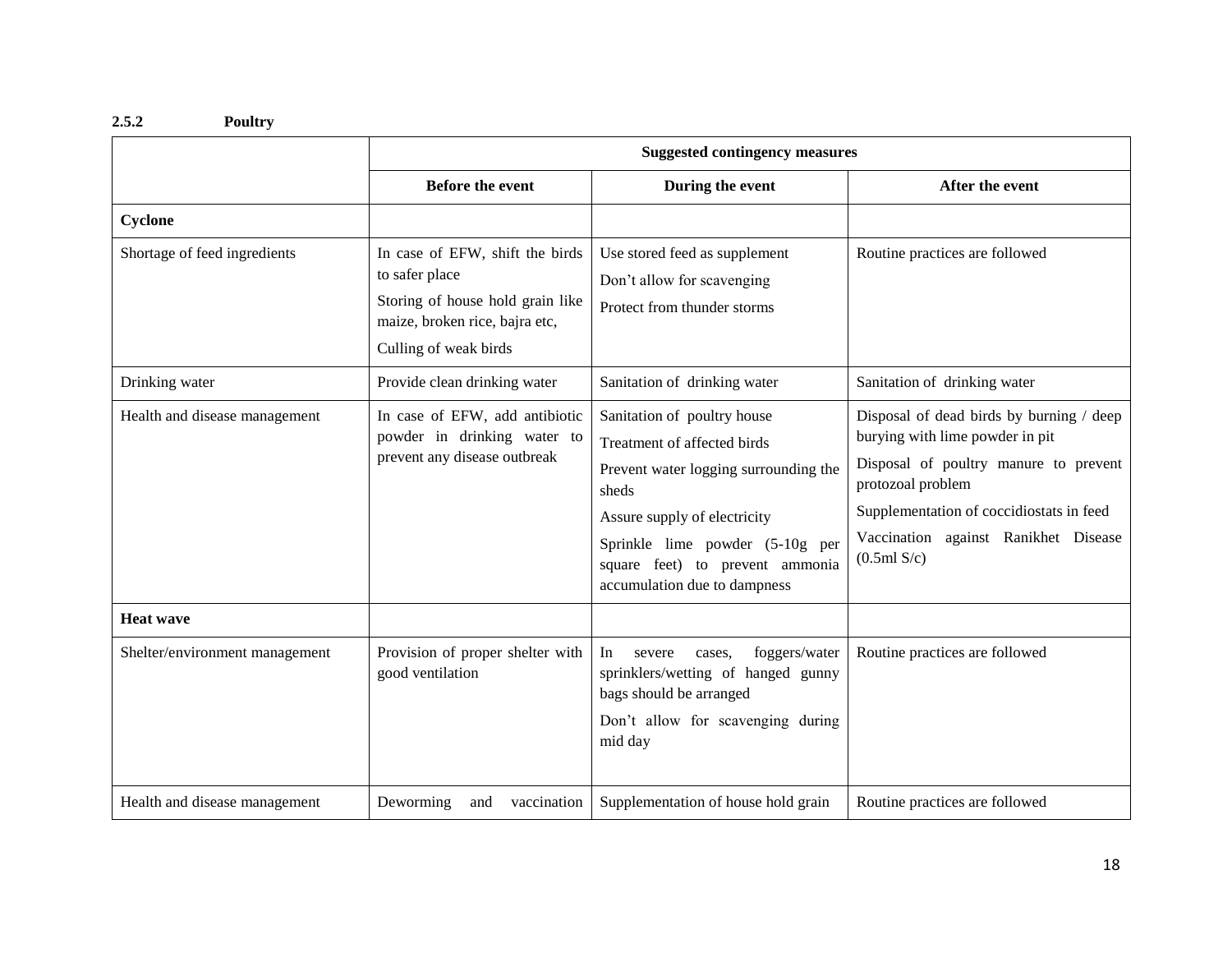### 2.5.2 Poultry

| | Suggested contingency measures | | |
|---|---|---|---|
| | **Before the event** | **During the event** | **After the event** |
| **Cyclone** | | | |
| Shortage of feed ingredients | In case of EFW, shift the birds to safer place<br>Storing of house hold grain like maize, broken rice, bajra etc,<br>Culling of weak birds | Use stored feed as supplement<br>Don't allow for scavenging<br>Protect from thunder storms | Routine practices are followed |
| Drinking water | Provide clean drinking water | Sanitation of drinking water | Sanitation of drinking water |
| Health and disease management | In case of EFW, add antibiotic powder in drinking water to prevent any disease outbreak | Sanitation of poultry house<br>Treatment of affected birds<br>Prevent water logging surrounding the sheds<br>Assure supply of electricity<br>Sprinkle lime powder (5-10g per square feet) to prevent ammonia accumulation due to dampness | Disposal of dead birds by burning / deep burying with lime powder in pit<br>Disposal of poultry manure to prevent protozoal problem<br>Supplementation of coccidiostats in feed<br>Vaccination against Ranikhet Disease (0.5ml S/c) |
| **Heat wave** | | | |
| Shelter/environment management | Provision of proper shelter with good ventilation | In severe cases, foggers/water sprinklers/wetting of hanged gunny bags should be arranged<br>Don't allow for scavenging during mid day | Routine practices are followed |
| Health and disease management | Deworming and vaccination | Supplementation of house hold grain | Routine practices are followed |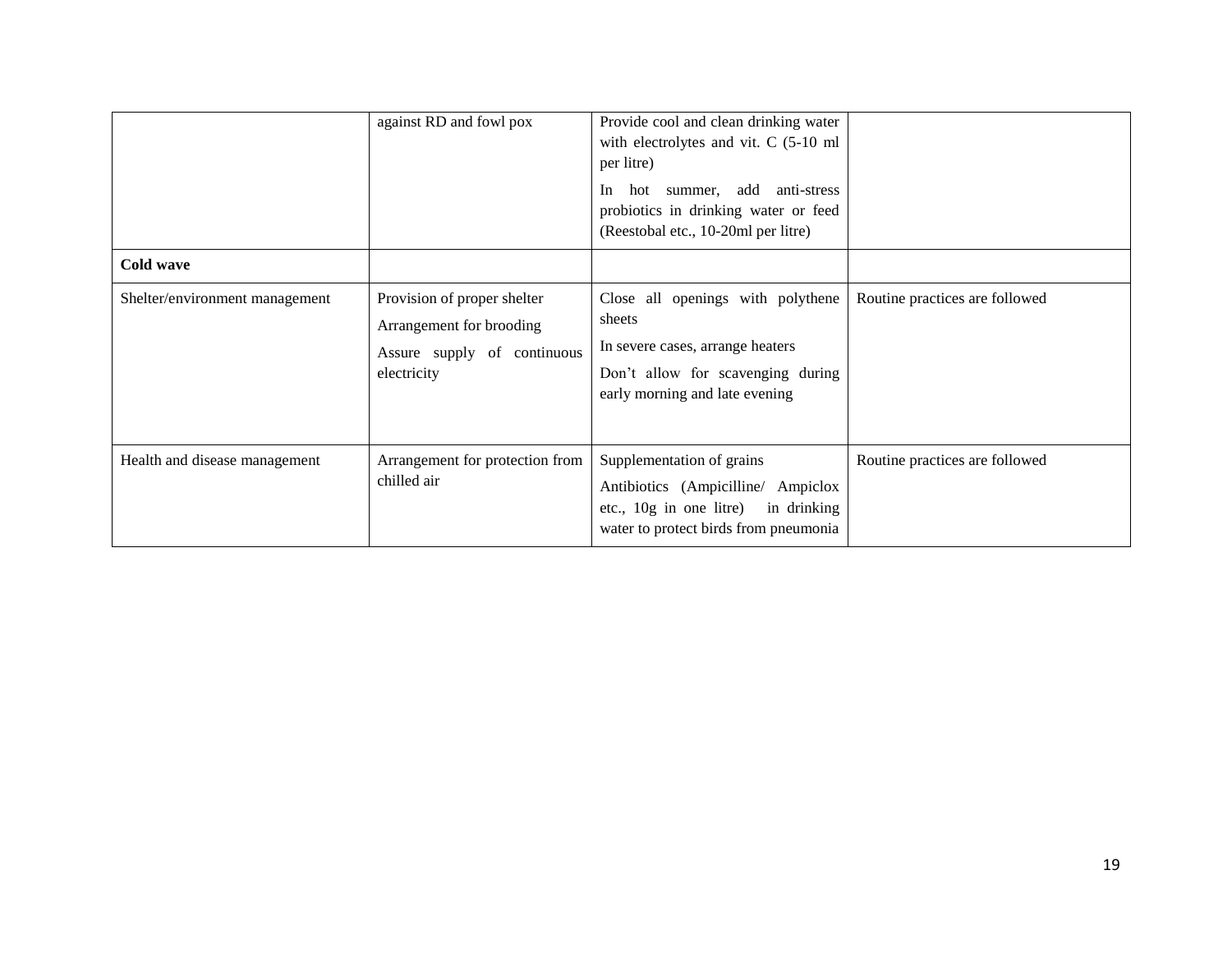| | | | |
|---|---|---|---|
| | against RD and fowl pox | Provide cool and clean drinking water with electrolytes and vit. C (5-10 ml per litre)<br>In hot summer, add anti-stress probiotics in drinking water or feed (Reestobal etc., 10-20ml per litre) | |
| **Cold wave** | | | |
| Shelter/environment management | Provision of proper shelter<br>Arrangement for brooding<br>Assure supply of continuous electricity | Close all openings with polythene sheets<br>In severe cases, arrange heaters<br>Don't allow for scavenging during early morning and late evening | Routine practices are followed |
| Health and disease management | Arrangement for protection from chilled air | Supplementation of grains<br>Antibiotics (Ampicilline/ Ampiclox etc., 10g in one litre) in drinking water to protect birds from pneumonia | Routine practices are followed |